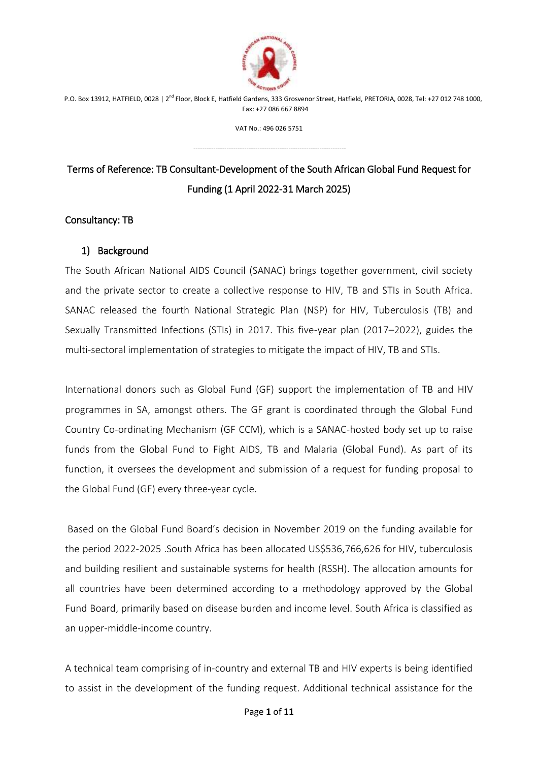P.O. Box 13912, HATFIELD, 0028 | 2nd Floor, Block E, Hatfield Gardens, 333 Grosvenor Street, Hatfield, PRETORIA, 0028, Tel: +27 012 748 1000, Fax: +27 086 667 8894

VAT No.: 496 026 5751

---

# Terms of Reference: TB Consultant-Development of the South African Global Fund Request for Funding (1 April 2022-31 March 2025)

## Consultancy: TB

### 1) Background

The South African National AIDS Council (SANAC) brings together government, civil society and the private sector to create a collective response to HIV, TB and STIs in South Africa. SANAC released the fourth National Strategic Plan (NSP) for HIV, Tuberculosis (TB) and Sexually Transmitted Infections (STIs) in 2017. This five-year plan (2017–2022), guides the multi-sectoral implementation of strategies to mitigate the impact of HIV, TB and STIs.

International donors such as Global Fund (GF) support the implementation of TB and HIV programmes in SA, amongst others. The GF grant is coordinated through the Global Fund Country Co-ordinating Mechanism (GF CCM), which is a SANAC-hosted body set up to raise funds from the Global Fund to Fight AIDS, TB and Malaria (Global Fund). As part of its function, it oversees the development and submission of a request for funding proposal to the Global Fund (GF) every three-year cycle.

Based on the Global Fund Board's decision in November 2019 on the funding available for the period 2022-2025 .South Africa has been allocated US$536,766,626 for HIV, tuberculosis and building resilient and sustainable systems for health (RSSH). The allocation amounts for all countries have been determined according to a methodology approved by the Global Fund Board, primarily based on disease burden and income level. South Africa is classified as an upper-middle-income country.

A technical team comprising of in-country and external TB and HIV experts is being identified to assist in the development of the funding request. Additional technical assistance for the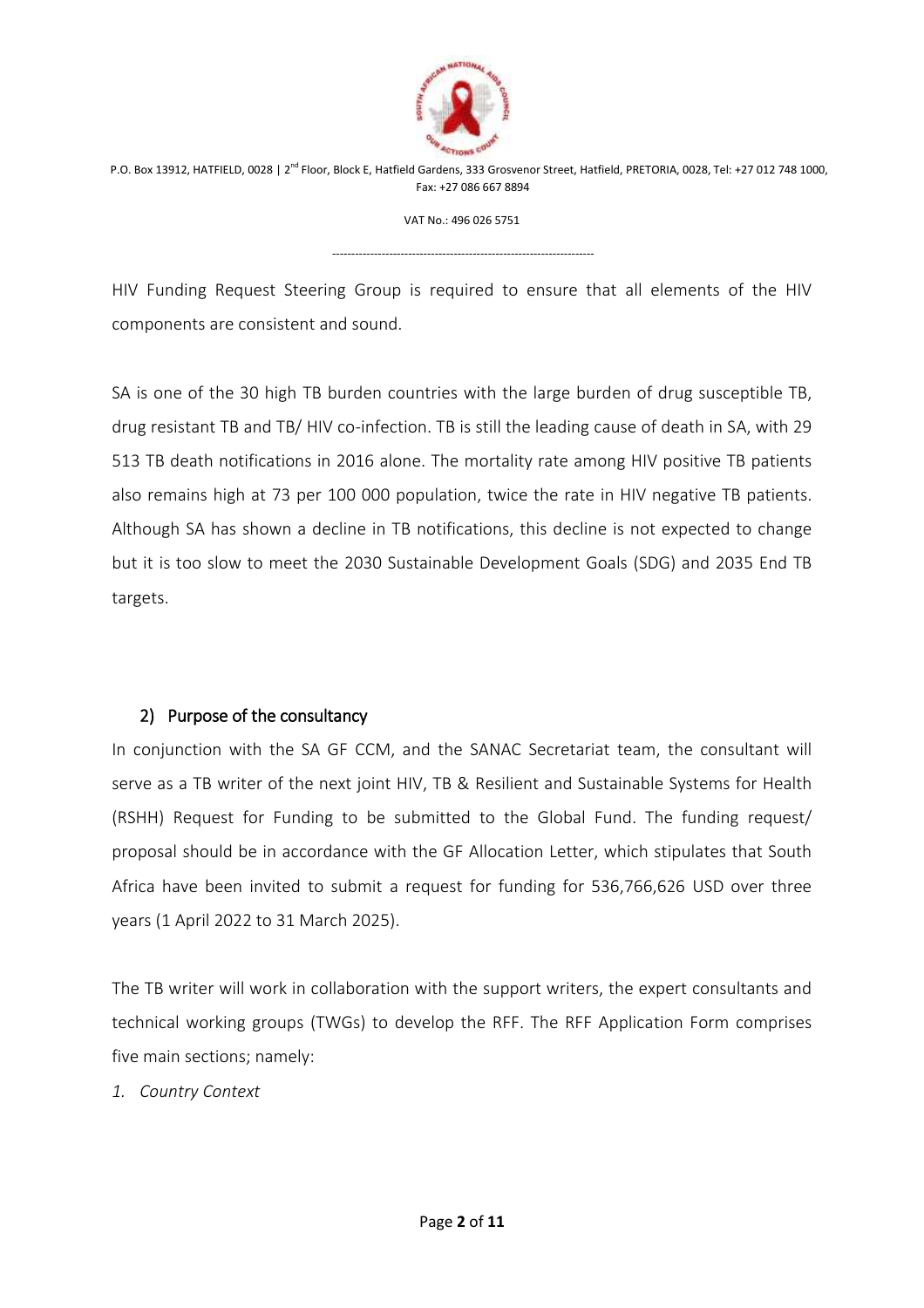HIV Funding Request Steering Group is required to ensure that all elements of the HIV components are consistent and sound.

SA is one of the 30 high TB burden countries with the large burden of drug susceptible TB, drug resistant TB and TB/ HIV co-infection. TB is still the leading cause of death in SA, with 29 513 TB death notifications in 2016 alone. The mortality rate among HIV positive TB patients also remains high at 73 per 100 000 population, twice the rate in HIV negative TB patients. Although SA has shown a decline in TB notifications, this decline is not expected to change but it is too slow to meet the 2030 Sustainable Development Goals (SDG) and 2035 End TB targets.

## 2) Purpose of the consultancy

In conjunction with the SA GF CCM, and the SANAC Secretariat team, the consultant will serve as a TB writer of the next joint HIV, TB & Resilient and Sustainable Systems for Health (RSHH) Request for Funding to be submitted to the Global Fund. The funding request/ proposal should be in accordance with the GF Allocation Letter, which stipulates that South Africa have been invited to submit a request for funding for 536,766,626 USD over three years (1 April 2022 to 31 March 2025).

The TB writer will work in collaboration with the support writers, the expert consultants and technical working groups (TWGs) to develop the RFF. The RFF Application Form comprises five main sections; namely:

1. *Country Context*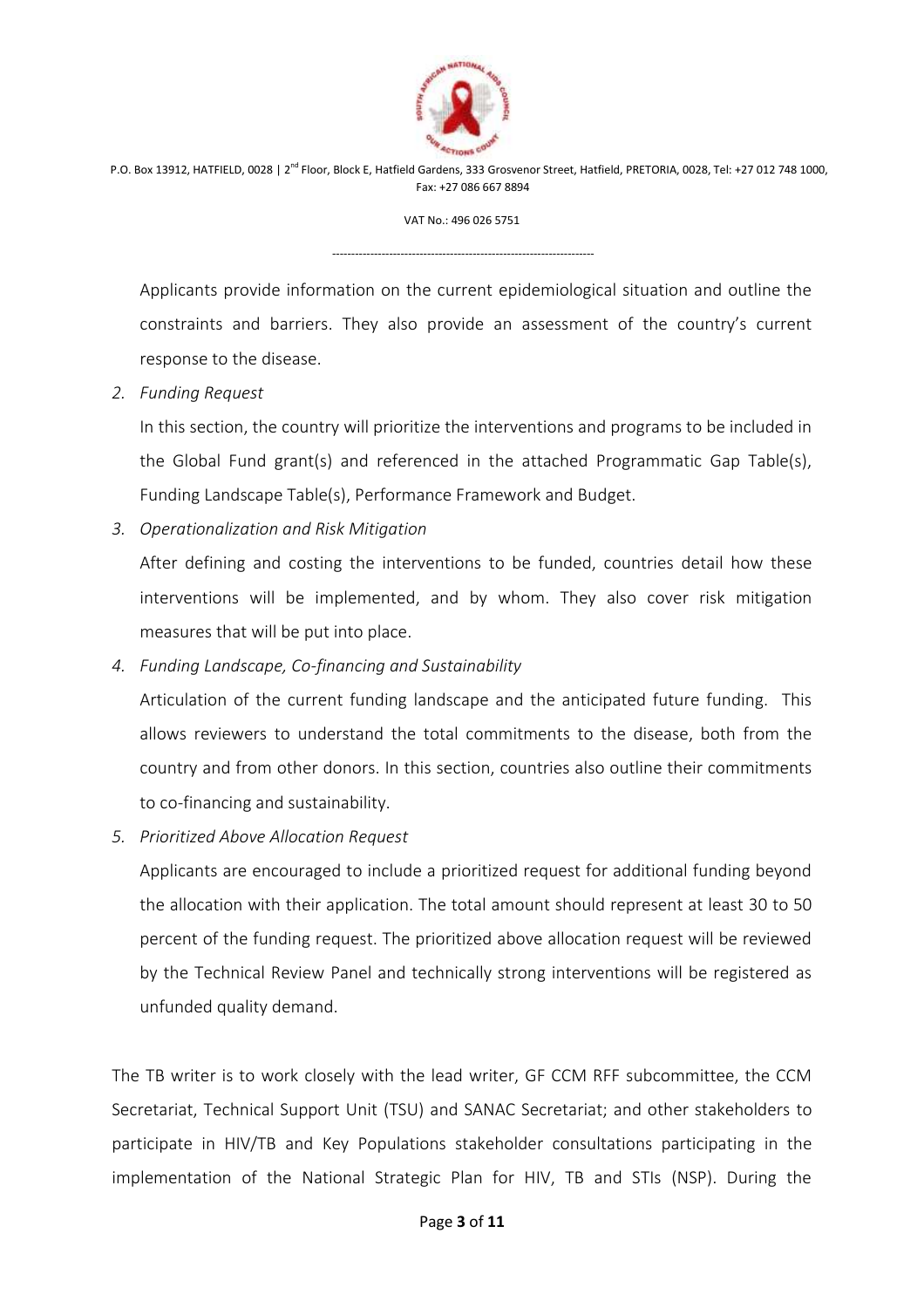Applicants provide information on the current epidemiological situation and outline the constraints and barriers. They also provide an assessment of the country's current response to the disease.

2. *Funding Request*

   In this section, the country will prioritize the interventions and programs to be included in the Global Fund grant(s) and referenced in the attached Programmatic Gap Table(s), Funding Landscape Table(s), Performance Framework and Budget.

3. *Operationalization and Risk Mitigation*

   After defining and costing the interventions to be funded, countries detail how these interventions will be implemented, and by whom. They also cover risk mitigation measures that will be put into place.

4. *Funding Landscape, Co-financing and Sustainability*

   Articulation of the current funding landscape and the anticipated future funding. This allows reviewers to understand the total commitments to the disease, both from the country and from other donors. In this section, countries also outline their commitments to co-financing and sustainability.

5. *Prioritized Above Allocation Request*

   Applicants are encouraged to include a prioritized request for additional funding beyond the allocation with their application. The total amount should represent at least 30 to 50 percent of the funding request. The prioritized above allocation request will be reviewed by the Technical Review Panel and technically strong interventions will be registered as unfunded quality demand.

The TB writer is to work closely with the lead writer, GF CCM RFF subcommittee, the CCM Secretariat, Technical Support Unit (TSU) and SANAC Secretariat; and other stakeholders to participate in HIV/TB and Key Populations stakeholder consultations participating in the implementation of the National Strategic Plan for HIV, TB and STIs (NSP). During the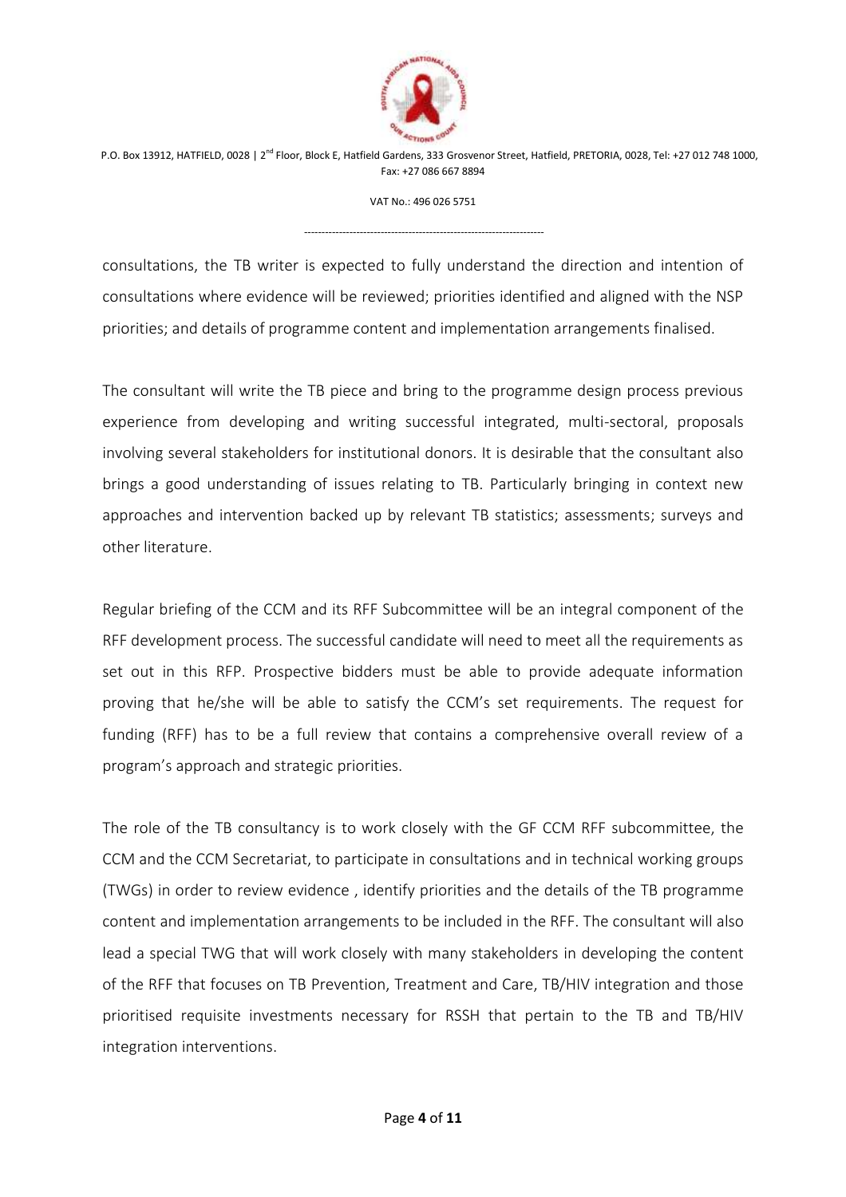consultations, the TB writer is expected to fully understand the direction and intention of consultations where evidence will be reviewed; priorities identified and aligned with the NSP priorities; and details of programme content and implementation arrangements finalised.

The consultant will write the TB piece and bring to the programme design process previous experience from developing and writing successful integrated, multi-sectoral, proposals involving several stakeholders for institutional donors. It is desirable that the consultant also brings a good understanding of issues relating to TB. Particularly bringing in context new approaches and intervention backed up by relevant TB statistics; assessments; surveys and other literature.

Regular briefing of the CCM and its RFF Subcommittee will be an integral component of the RFF development process. The successful candidate will need to meet all the requirements as set out in this RFP. Prospective bidders must be able to provide adequate information proving that he/she will be able to satisfy the CCM's set requirements. The request for funding (RFF) has to be a full review that contains a comprehensive overall review of a program's approach and strategic priorities.

The role of the TB consultancy is to work closely with the GF CCM RFF subcommittee, the CCM and the CCM Secretariat, to participate in consultations and in technical working groups (TWGs) in order to review evidence , identify priorities and the details of the TB programme content and implementation arrangements to be included in the RFF. The consultant will also lead a special TWG that will work closely with many stakeholders in developing the content of the RFF that focuses on TB Prevention, Treatment and Care, TB/HIV integration and those prioritised requisite investments necessary for RSSH that pertain to the TB and TB/HIV integration interventions.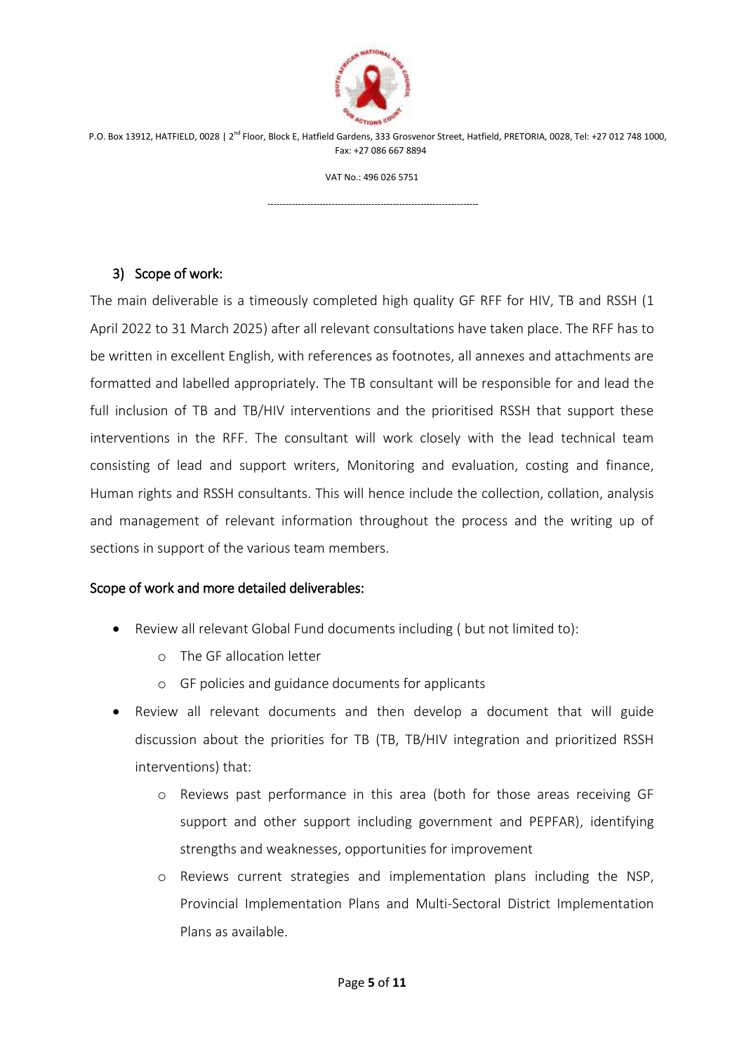### 3) Scope of work:

The main deliverable is a timeously completed high quality GF RFF for HIV, TB and RSSH (1 April 2022 to 31 March 2025) after all relevant consultations have taken place. The RFF has to be written in excellent English, with references as footnotes, all annexes and attachments are formatted and labelled appropriately. The TB consultant will be responsible for and lead the full inclusion of TB and TB/HIV interventions and the prioritised RSSH that support these interventions in the RFF. The consultant will work closely with the lead technical team consisting of lead and support writers, Monitoring and evaluation, costing and finance, Human rights and RSSH consultants. This will hence include the collection, collation, analysis and management of relevant information throughout the process and the writing up of sections in support of the various team members.

### Scope of work and more detailed deliverables:

- Review all relevant Global Fund documents including ( but not limited to):
  - The GF allocation letter
  - GF policies and guidance documents for applicants
- Review all relevant documents and then develop a document that will guide discussion about the priorities for TB (TB, TB/HIV integration and prioritized RSSH interventions) that:
  - Reviews past performance in this area (both for those areas receiving GF support and other support including government and PEPFAR), identifying strengths and weaknesses, opportunities for improvement
  - Reviews current strategies and implementation plans including the NSP, Provincial Implementation Plans and Multi-Sectoral District Implementation Plans as available.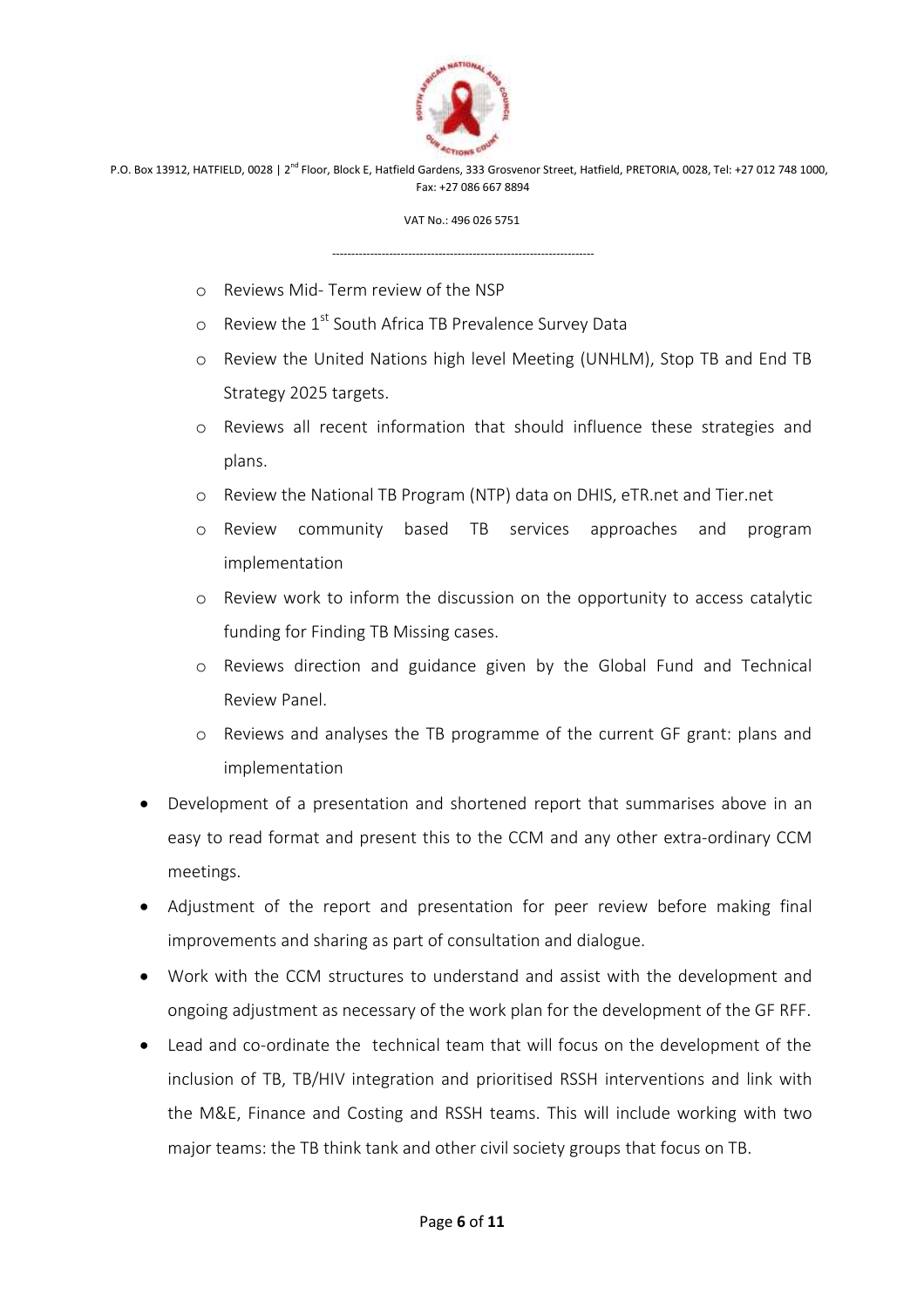- Reviews Mid- Term review of the NSP
- Review the 1st South Africa TB Prevalence Survey Data
- Review the United Nations high level Meeting (UNHLM), Stop TB and End TB Strategy 2025 targets.
- Reviews all recent information that should influence these strategies and plans.
- Review the National TB Program (NTP) data on DHIS, eTR.net and Tier.net
- Review community based TB services approaches and program implementation
- Review work to inform the discussion on the opportunity to access catalytic funding for Finding TB Missing cases.
- Reviews direction and guidance given by the Global Fund and Technical Review Panel.
- Reviews and analyses the TB programme of the current GF grant: plans and implementation

- Development of a presentation and shortened report that summarises above in an easy to read format and present this to the CCM and any other extra-ordinary CCM meetings.
- Adjustment of the report and presentation for peer review before making final improvements and sharing as part of consultation and dialogue.
- Work with the CCM structures to understand and assist with the development and ongoing adjustment as necessary of the work plan for the development of the GF RFF.
- Lead and co-ordinate the technical team that will focus on the development of the inclusion of TB, TB/HIV integration and prioritised RSSH interventions and link with the M&E, Finance and Costing and RSSH teams. This will include working with two major teams: the TB think tank and other civil society groups that focus on TB.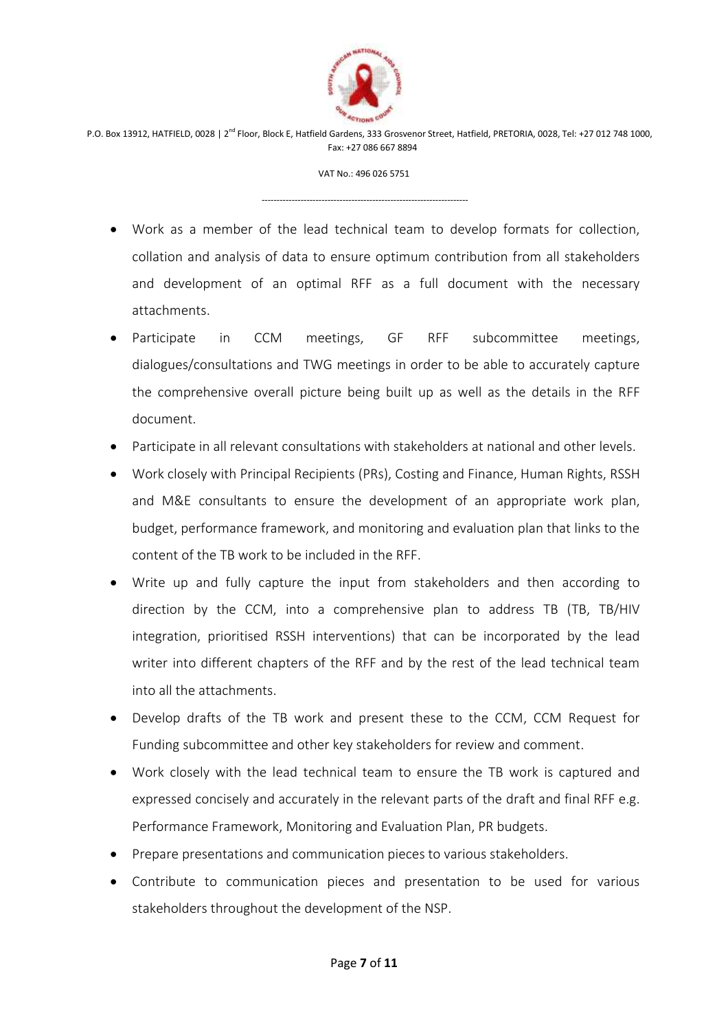- Work as a member of the lead technical team to develop formats for collection, collation and analysis of data to ensure optimum contribution from all stakeholders and development of an optimal RFF as a full document with the necessary attachments.
- Participate in CCM meetings, GF RFF subcommittee meetings, dialogues/consultations and TWG meetings in order to be able to accurately capture the comprehensive overall picture being built up as well as the details in the RFF document.
- Participate in all relevant consultations with stakeholders at national and other levels.
- Work closely with Principal Recipients (PRs), Costing and Finance, Human Rights, RSSH and M&E consultants to ensure the development of an appropriate work plan, budget, performance framework, and monitoring and evaluation plan that links to the content of the TB work to be included in the RFF.
- Write up and fully capture the input from stakeholders and then according to direction by the CCM, into a comprehensive plan to address TB (TB, TB/HIV integration, prioritised RSSH interventions) that can be incorporated by the lead writer into different chapters of the RFF and by the rest of the lead technical team into all the attachments.
- Develop drafts of the TB work and present these to the CCM, CCM Request for Funding subcommittee and other key stakeholders for review and comment.
- Work closely with the lead technical team to ensure the TB work is captured and expressed concisely and accurately in the relevant parts of the draft and final RFF e.g. Performance Framework, Monitoring and Evaluation Plan, PR budgets.
- Prepare presentations and communication pieces to various stakeholders.
- Contribute to communication pieces and presentation to be used for various stakeholders throughout the development of the NSP.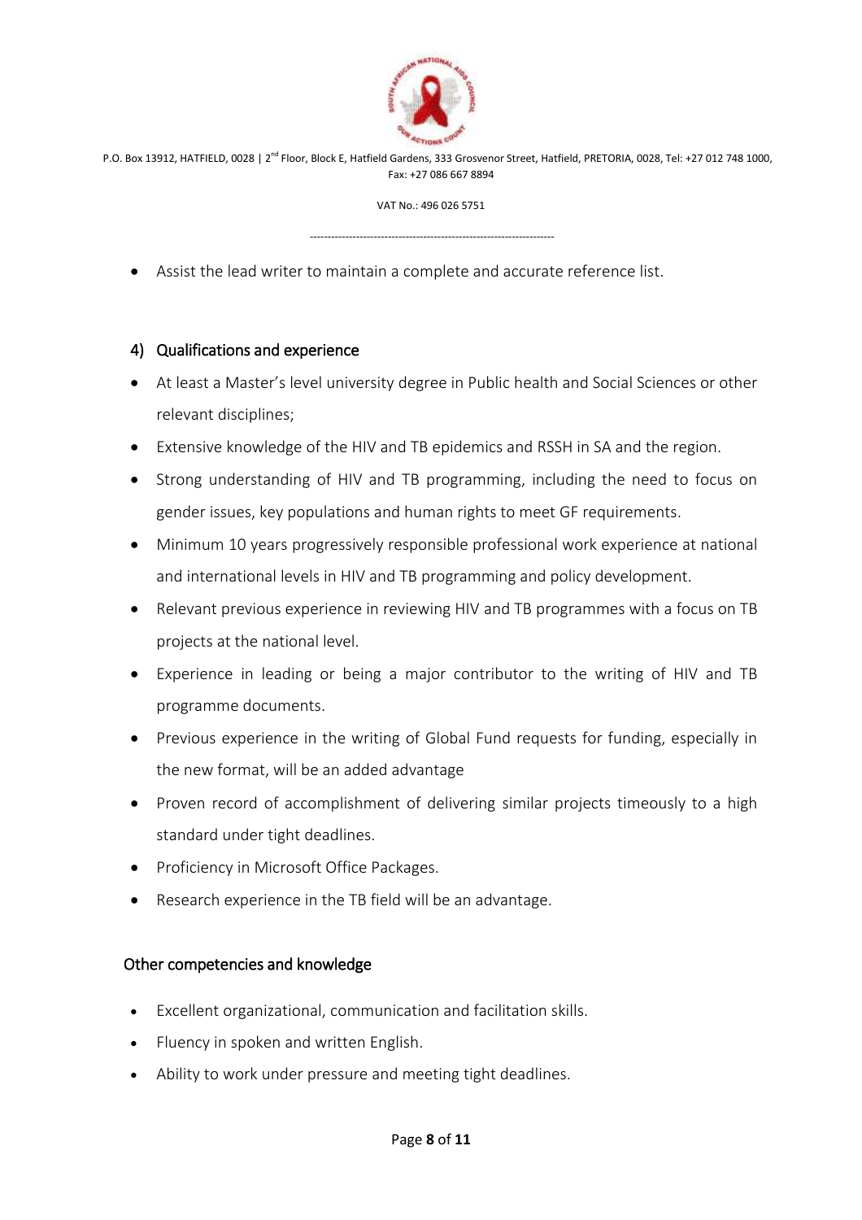- Assist the lead writer to maintain a complete and accurate reference list.

## 4) Qualifications and experience

- At least a Master's level university degree in Public health and Social Sciences or other relevant disciplines;
- Extensive knowledge of the HIV and TB epidemics and RSSH in SA and the region.
- Strong understanding of HIV and TB programming, including the need to focus on gender issues, key populations and human rights to meet GF requirements.
- Minimum 10 years progressively responsible professional work experience at national and international levels in HIV and TB programming and policy development.
- Relevant previous experience in reviewing HIV and TB programmes with a focus on TB projects at the national level.
- Experience in leading or being a major contributor to the writing of HIV and TB programme documents.
- Previous experience in the writing of Global Fund requests for funding, especially in the new format, will be an added advantage
- Proven record of accomplishment of delivering similar projects timeously to a high standard under tight deadlines.
- Proficiency in Microsoft Office Packages.
- Research experience in the TB field will be an advantage.

### Other competencies and knowledge

- Excellent organizational, communication and facilitation skills.
- Fluency in spoken and written English.
- Ability to work under pressure and meeting tight deadlines.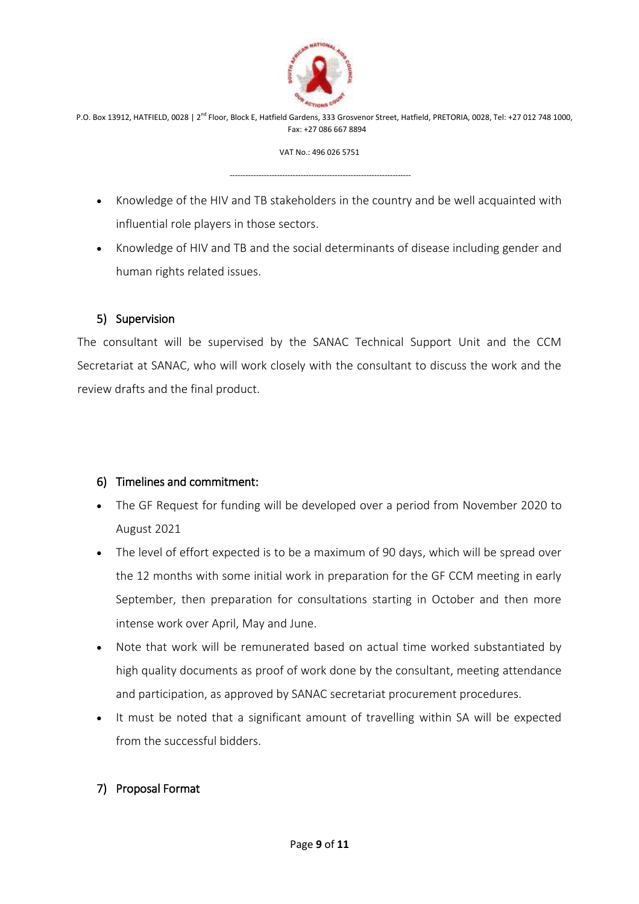- Knowledge of the HIV and TB stakeholders in the country and be well acquainted with influential role players in those sectors.
- Knowledge of HIV and TB and the social determinants of disease including gender and human rights related issues.

## 5) Supervision

The consultant will be supervised by the SANAC Technical Support Unit and the CCM Secretariat at SANAC, who will work closely with the consultant to discuss the work and the review drafts and the final product.

## 6) Timelines and commitment:

- The GF Request for funding will be developed over a period from November 2020 to August 2021
- The level of effort expected is to be a maximum of 90 days, which will be spread over the 12 months with some initial work in preparation for the GF CCM meeting in early September, then preparation for consultations starting in October and then more intense work over April, May and June.
- Note that work will be remunerated based on actual time worked substantiated by high quality documents as proof of work done by the consultant, meeting attendance and participation, as approved by SANAC secretariat procurement procedures.
- It must be noted that a significant amount of travelling within SA will be expected from the successful bidders.

## 7) Proposal Format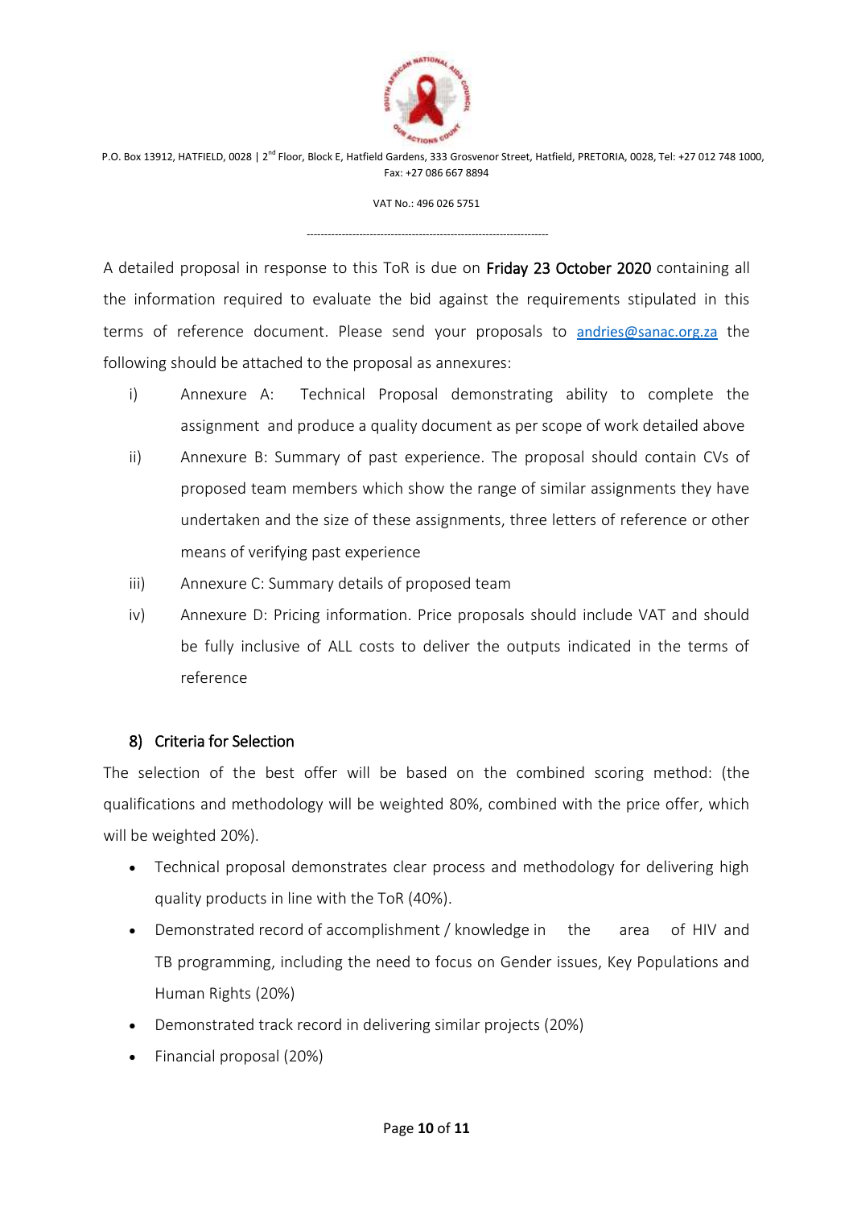A detailed proposal in response to this ToR is due on **Friday 23 October 2020** containing all the information required to evaluate the bid against the requirements stipulated in this terms of reference document. Please send your proposals to andries@sanac.org.za the following should be attached to the proposal as annexures:

i) Annexure A: Technical Proposal demonstrating ability to complete the assignment and produce a quality document as per scope of work detailed above

ii) Annexure B: Summary of past experience. The proposal should contain CVs of proposed team members which show the range of similar assignments they have undertaken and the size of these assignments, three letters of reference or other means of verifying past experience

iii) Annexure C: Summary details of proposed team

iv) Annexure D: Pricing information. Price proposals should include VAT and should be fully inclusive of ALL costs to deliver the outputs indicated in the terms of reference

## 8) Criteria for Selection

The selection of the best offer will be based on the combined scoring method: (the qualifications and methodology will be weighted 80%, combined with the price offer, which will be weighted 20%).

- Technical proposal demonstrates clear process and methodology for delivering high quality products in line with the ToR (40%).
- Demonstrated record of accomplishment / knowledge in the area of HIV and TB programming, including the need to focus on Gender issues, Key Populations and Human Rights (20%)
- Demonstrated track record in delivering similar projects (20%)
- Financial proposal (20%)